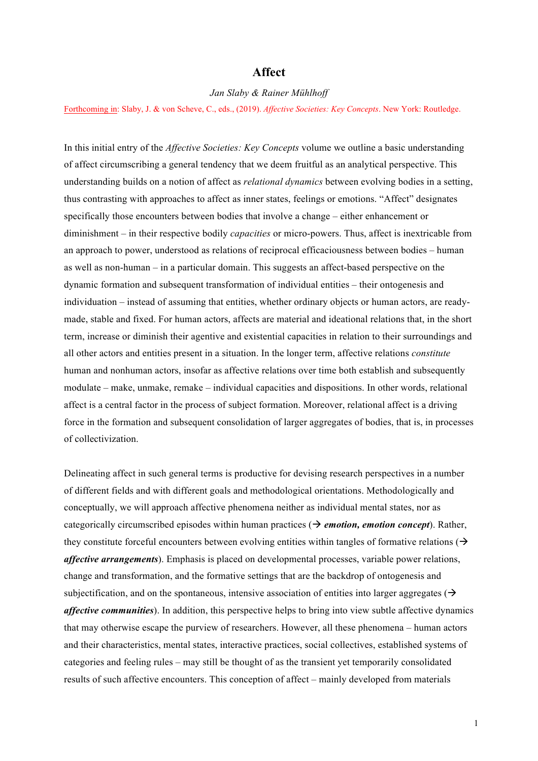# Affect

*Jan Slaby & Rainer Mühlhoff*

Forthcoming in: Slaby, J. & von Scheve, C., eds., (2019). *Affective Societies: Key Concepts*. New York: Routledge.

In this initial entry of the *Affective Societies: Key Concepts* volume we outline a basic understanding of affect circumscribing a general tendency that we deem fruitful as an analytical perspective. This understanding builds on a notion of affect as *relational dynamics* between evolving bodies in a setting, thus contrasting with approaches to affect as inner states, feelings or emotions. "Affect" designates specifically those encounters between bodies that involve a change – either enhancement or diminishment – in their respective bodily *capacities* or micro-powers. Thus, affect is inextricable from an approach to power, understood as relations of reciprocal efficaciousness between bodies – human as well as non-human – in a particular domain. This suggests an affect-based perspective on the dynamic formation and subsequent transformation of individual entities – their ontogenesis and individuation – instead of assuming that entities, whether ordinary objects or human actors, are ready-made, stable and fixed. For human actors, affects are material and ideational relations that, in the short term, increase or diminish their agentive and existential capacities in relation to their surroundings and all other actors and entities present in a situation. In the longer term, affective relations *constitute* human and nonhuman actors, insofar as affective relations over time both establish and subsequently modulate – make, unmake, remake – individual capacities and dispositions. In other words, relational affect is a central factor in the process of subject formation. Moreover, relational affect is a driving force in the formation and subsequent consolidation of larger aggregates of bodies, that is, in processes of collectivization.

Delineating affect in such general terms is productive for devising research perspectives in a number of different fields and with different goals and methodological orientations. Methodologically and conceptually, we will approach affective phenomena neither as individual mental states, nor as categorically circumscribed episodes within human practices (→ ***emotion, emotion concept***). Rather, they constitute forceful encounters between evolving entities within tangles of formative relations (→ ***affective arrangements***). Emphasis is placed on developmental processes, variable power relations, change and transformation, and the formative settings that are the backdrop of ontogenesis and subjectification, and on the spontaneous, intensive association of entities into larger aggregates (→ ***affective communities***). In addition, this perspective helps to bring into view subtle affective dynamics that may otherwise escape the purview of researchers. However, all these phenomena – human actors and their characteristics, mental states, interactive practices, social collectives, established systems of categories and feeling rules – may still be thought of as the transient yet temporarily consolidated results of such affective encounters. This conception of affect – mainly developed from materials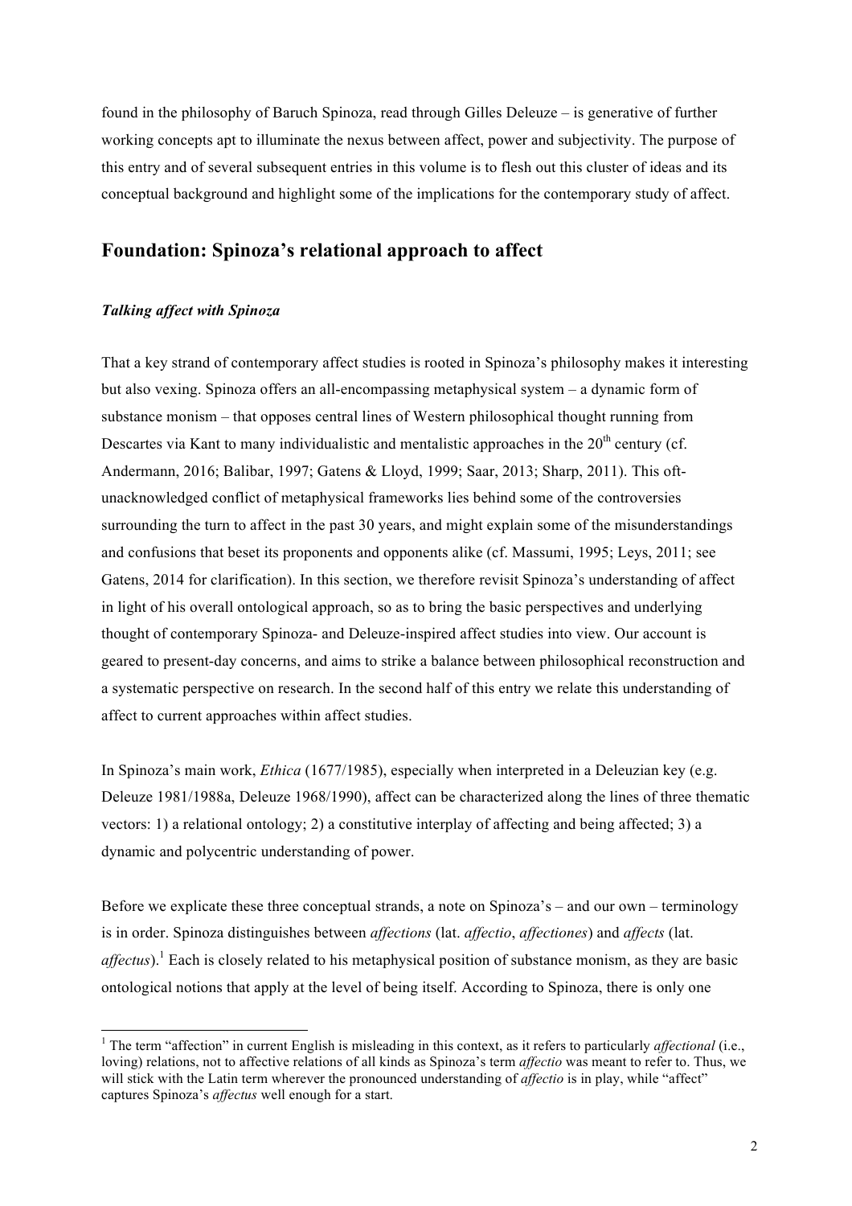found in the philosophy of Baruch Spinoza, read through Gilles Deleuze – is generative of further working concepts apt to illuminate the nexus between affect, power and subjectivity. The purpose of this entry and of several subsequent entries in this volume is to flesh out this cluster of ideas and its conceptual background and highlight some of the implications for the contemporary study of affect.

## Foundation: Spinoza's relational approach to affect

### *Talking affect with Spinoza*

That a key strand of contemporary affect studies is rooted in Spinoza's philosophy makes it interesting but also vexing. Spinoza offers an all-encompassing metaphysical system – a dynamic form of substance monism – that opposes central lines of Western philosophical thought running from Descartes via Kant to many individualistic and mentalistic approaches in the 20th century (cf. Andermann, 2016; Balibar, 1997; Gatens & Lloyd, 1999; Saar, 2013; Sharp, 2011). This oft-unacknowledged conflict of metaphysical frameworks lies behind some of the controversies surrounding the turn to affect in the past 30 years, and might explain some of the misunderstandings and confusions that beset its proponents and opponents alike (cf. Massumi, 1995; Leys, 2011; see Gatens, 2014 for clarification). In this section, we therefore revisit Spinoza's understanding of affect in light of his overall ontological approach, so as to bring the basic perspectives and underlying thought of contemporary Spinoza- and Deleuze-inspired affect studies into view. Our account is geared to present-day concerns, and aims to strike a balance between philosophical reconstruction and a systematic perspective on research. In the second half of this entry we relate this understanding of affect to current approaches within affect studies.

In Spinoza's main work, *Ethica* (1677/1985), especially when interpreted in a Deleuzian key (e.g. Deleuze 1981/1988a, Deleuze 1968/1990), affect can be characterized along the lines of three thematic vectors: 1) a relational ontology; 2) a constitutive interplay of affecting and being affected; 3) a dynamic and polycentric understanding of power.

Before we explicate these three conceptual strands, a note on Spinoza's – and our own – terminology is in order. Spinoza distinguishes between *affections* (lat. *affectio*, *affectiones*) and *affects* (lat. *affectus*).[1] Each is closely related to his metaphysical position of substance monism, as they are basic ontological notions that apply at the level of being itself. According to Spinoza, there is only one

---

[1] The term "affection" in current English is misleading in this context, as it refers to particularly *affectional* (i.e., loving) relations, not to affective relations of all kinds as Spinoza's term *affectio* was meant to refer to. Thus, we will stick with the Latin term wherever the pronounced understanding of *affectio* is in play, while "affect" captures Spinoza's *affectus* well enough for a start.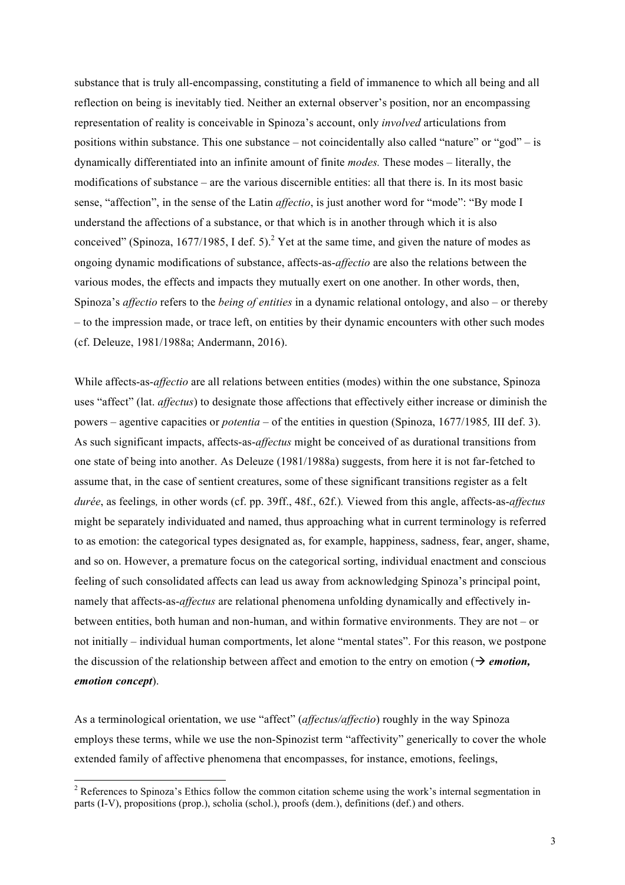substance that is truly all-encompassing, constituting a field of immanence to which all being and all reflection on being is inevitably tied. Neither an external observer's position, nor an encompassing representation of reality is conceivable in Spinoza's account, only *involved* articulations from positions within substance. This one substance – not coincidentally also called "nature" or "god" – is dynamically differentiated into an infinite amount of finite *modes.* These modes – literally, the modifications of substance – are the various discernible entities: all that there is. In its most basic sense, "affection", in the sense of the Latin *affectio*, is just another word for "mode": "By mode I understand the affections of a substance, or that which is in another through which it is also conceived" (Spinoza, 1677/1985, I def. 5).[2] Yet at the same time, and given the nature of modes as ongoing dynamic modifications of substance, affects-as-*affectio* are also the relations between the various modes, the effects and impacts they mutually exert on one another. In other words, then, Spinoza's *affectio* refers to the *being of entities* in a dynamic relational ontology, and also – or thereby – to the impression made, or trace left, on entities by their dynamic encounters with other such modes (cf. Deleuze, 1981/1988a; Andermann, 2016).

While affects-as-*affectio* are all relations between entities (modes) within the one substance, Spinoza uses "affect" (lat. *affectus*) to designate those affections that effectively either increase or diminish the powers – agentive capacities or *potentia* – of the entities in question (Spinoza, 1677/1985*,* III def. 3). As such significant impacts, affects-as-*affectus* might be conceived of as durational transitions from one state of being into another. As Deleuze (1981/1988a) suggests, from here it is not far-fetched to assume that, in the case of sentient creatures, some of these significant transitions register as a felt *durée*, as feelings*,* in other words (cf. pp. 39ff., 48f., 62f.)*.* Viewed from this angle, affects-as-*affectus* might be separately individuated and named, thus approaching what in current terminology is referred to as emotion: the categorical types designated as, for example, happiness, sadness, fear, anger, shame, and so on. However, a premature focus on the categorical sorting, individual enactment and conscious feeling of such consolidated affects can lead us away from acknowledging Spinoza's principal point, namely that affects-as-*affectus* are relational phenomena unfolding dynamically and effectively in-between entities, both human and non-human, and within formative environments. They are not – or not initially – individual human comportments, let alone "mental states". For this reason, we postpone the discussion of the relationship between affect and emotion to the entry on emotion (→ ***emotion, emotion concept***).

As a terminological orientation, we use "affect" (*affectus/affectio*) roughly in the way Spinoza employs these terms, while we use the non-Spinozist term "affectivity" generically to cover the whole extended family of affective phenomena that encompasses, for instance, emotions, feelings,

---

[2] References to Spinoza's Ethics follow the common citation scheme using the work's internal segmentation in parts (I-V), propositions (prop.), scholia (schol.), proofs (dem.), definitions (def.) and others.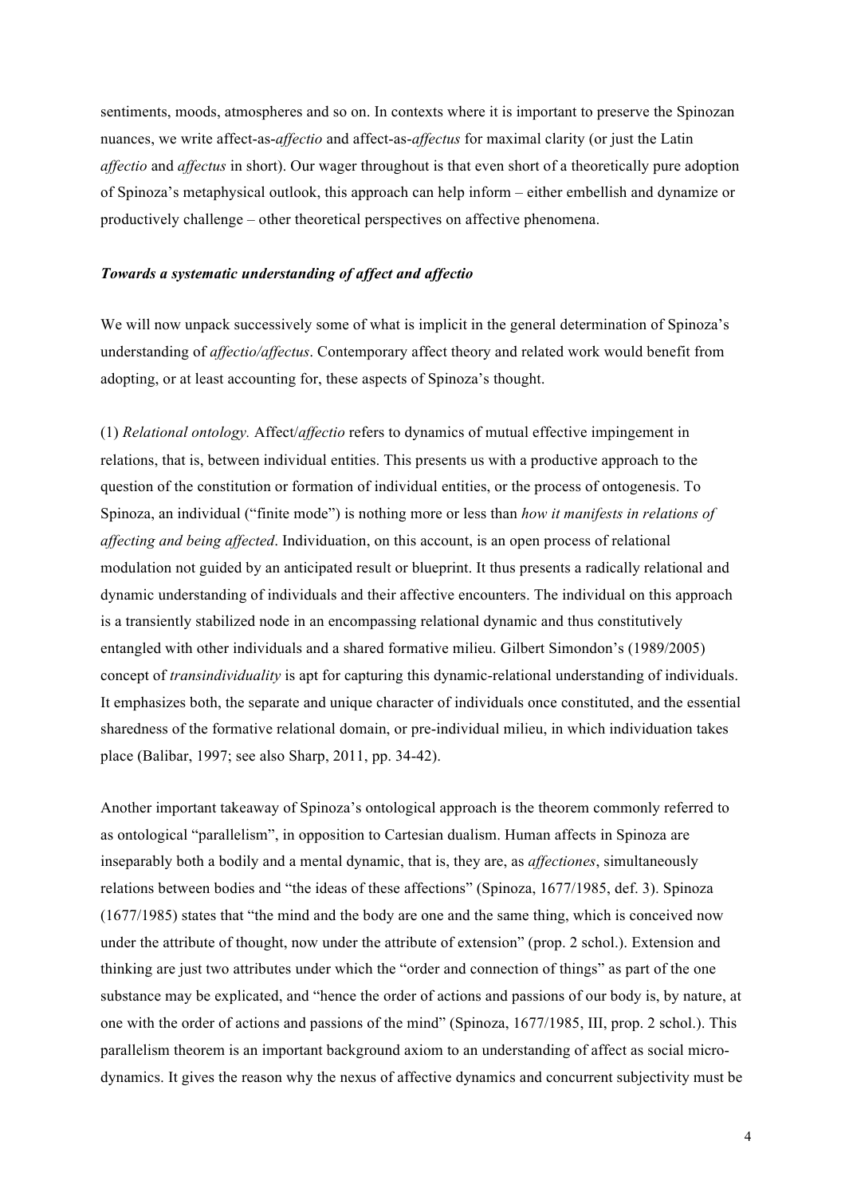sentiments, moods, atmospheres and so on. In contexts where it is important to preserve the Spinozan nuances, we write affect-as-*affectio* and affect-as-*affectus* for maximal clarity (or just the Latin *affectio* and *affectus* in short). Our wager throughout is that even short of a theoretically pure adoption of Spinoza's metaphysical outlook, this approach can help inform – either embellish and dynamize or productively challenge – other theoretical perspectives on affective phenomena.

### *Towards a systematic understanding of affect and affectio*

We will now unpack successively some of what is implicit in the general determination of Spinoza's understanding of *affectio/affectus*. Contemporary affect theory and related work would benefit from adopting, or at least accounting for, these aspects of Spinoza's thought.

(1) *Relational ontology.* Affect/*affectio* refers to dynamics of mutual effective impingement in relations, that is, between individual entities. This presents us with a productive approach to the question of the constitution or formation of individual entities, or the process of ontogenesis. To Spinoza, an individual ("finite mode") is nothing more or less than *how it manifests in relations of affecting and being affected*. Individuation, on this account, is an open process of relational modulation not guided by an anticipated result or blueprint. It thus presents a radically relational and dynamic understanding of individuals and their affective encounters. The individual on this approach is a transiently stabilized node in an encompassing relational dynamic and thus constitutively entangled with other individuals and a shared formative milieu. Gilbert Simondon's (1989/2005) concept of *transindividuality* is apt for capturing this dynamic-relational understanding of individuals. It emphasizes both, the separate and unique character of individuals once constituted, and the essential sharedness of the formative relational domain, or pre-individual milieu, in which individuation takes place (Balibar, 1997; see also Sharp, 2011, pp. 34-42).

Another important takeaway of Spinoza's ontological approach is the theorem commonly referred to as ontological "parallelism", in opposition to Cartesian dualism. Human affects in Spinoza are inseparably both a bodily and a mental dynamic, that is, they are, as *affectiones*, simultaneously relations between bodies and "the ideas of these affections" (Spinoza, 1677/1985, def. 3). Spinoza (1677/1985) states that "the mind and the body are one and the same thing, which is conceived now under the attribute of thought, now under the attribute of extension" (prop. 2 schol.). Extension and thinking are just two attributes under which the "order and connection of things" as part of the one substance may be explicated, and "hence the order of actions and passions of our body is, by nature, at one with the order of actions and passions of the mind" (Spinoza, 1677/1985, III, prop. 2 schol.). This parallelism theorem is an important background axiom to an understanding of affect as social micro-dynamics. It gives the reason why the nexus of affective dynamics and concurrent subjectivity must be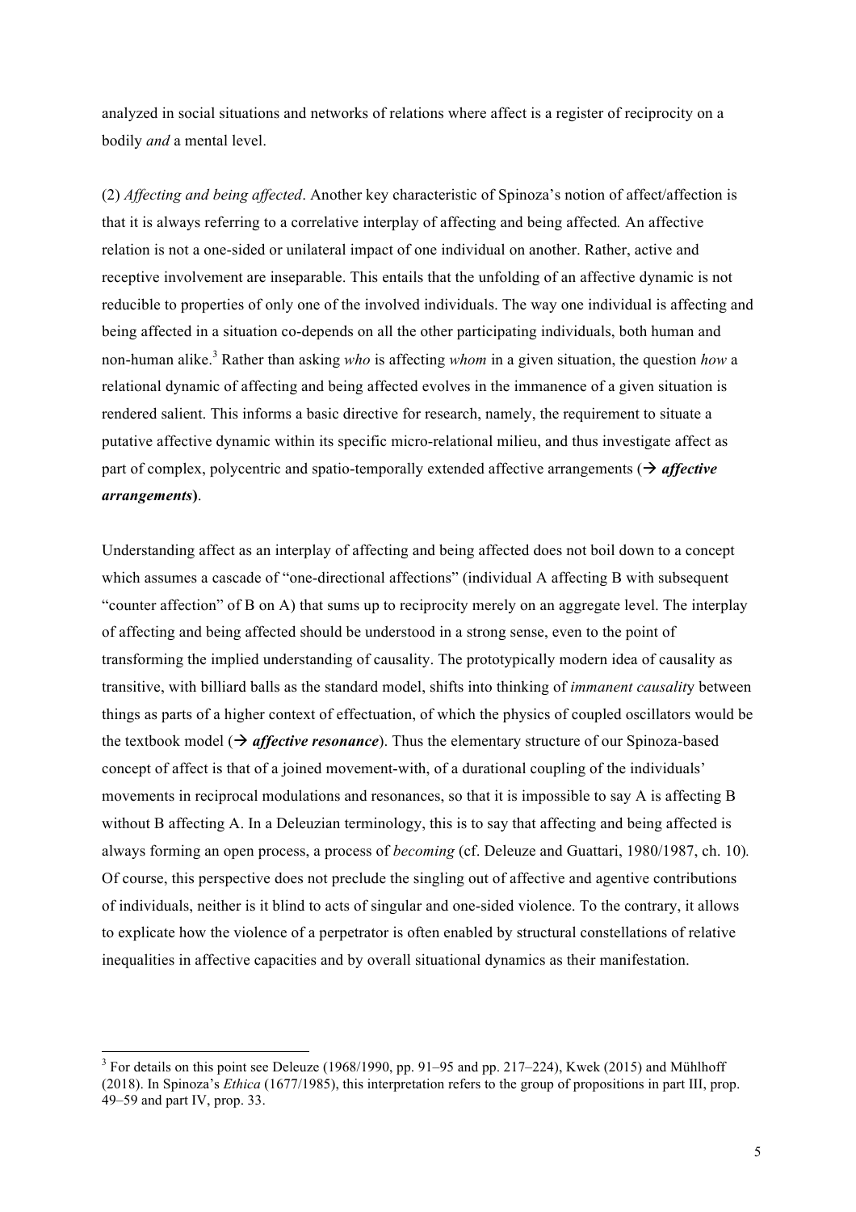analyzed in social situations and networks of relations where affect is a register of reciprocity on a bodily *and* a mental level.

(2) *Affecting and being affected*. Another key characteristic of Spinoza's notion of affect/affection is that it is always referring to a correlative interplay of affecting and being affected*.* An affective relation is not a one-sided or unilateral impact of one individual on another. Rather, active and receptive involvement are inseparable. This entails that the unfolding of an affective dynamic is not reducible to properties of only one of the involved individuals. The way one individual is affecting and being affected in a situation co-depends on all the other participating individuals, both human and non-human alike.[3] Rather than asking *who* is affecting *whom* in a given situation, the question *how* a relational dynamic of affecting and being affected evolves in the immanence of a given situation is rendered salient. This informs a basic directive for research, namely, the requirement to situate a putative affective dynamic within its specific micro-relational milieu, and thus investigate affect as part of complex, polycentric and spatio-temporally extended affective arrangements (→ ***affective arrangements***).

Understanding affect as an interplay of affecting and being affected does not boil down to a concept which assumes a cascade of "one-directional affections" (individual A affecting B with subsequent "counter affection" of B on A) that sums up to reciprocity merely on an aggregate level. The interplay of affecting and being affected should be understood in a strong sense, even to the point of transforming the implied understanding of causality. The prototypically modern idea of causality as transitive, with billiard balls as the standard model, shifts into thinking of *immanent causality* between things as parts of a higher context of effectuation, of which the physics of coupled oscillators would be the textbook model (→ ***affective resonance***). Thus the elementary structure of our Spinoza-based concept of affect is that of a joined movement-with, of a durational coupling of the individuals' movements in reciprocal modulations and resonances, so that it is impossible to say A is affecting B without B affecting A. In a Deleuzian terminology, this is to say that affecting and being affected is always forming an open process, a process of *becoming* (cf. Deleuze and Guattari, 1980/1987, ch. 10)*.* Of course, this perspective does not preclude the singling out of affective and agentive contributions of individuals, neither is it blind to acts of singular and one-sided violence. To the contrary, it allows to explicate how the violence of a perpetrator is often enabled by structural constellations of relative inequalities in affective capacities and by overall situational dynamics as their manifestation.

---

[3] For details on this point see Deleuze (1968/1990, pp. 91–95 and pp. 217–224), Kwek (2015) and Mühlhoff (2018). In Spinoza's *Ethica* (1677/1985), this interpretation refers to the group of propositions in part III, prop. 49–59 and part IV, prop. 33.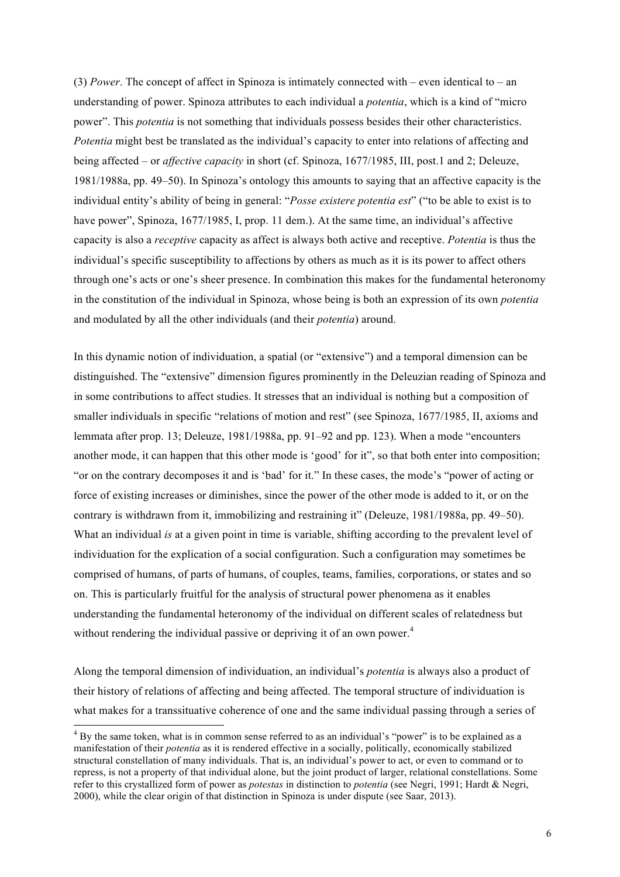(3) *Power*. The concept of affect in Spinoza is intimately connected with – even identical to – an understanding of power. Spinoza attributes to each individual a *potentia*, which is a kind of "micro power". This *potentia* is not something that individuals possess besides their other characteristics. *Potentia* might best be translated as the individual's capacity to enter into relations of affecting and being affected – or *affective capacity* in short (cf. Spinoza, 1677/1985, III, post.1 and 2; Deleuze, 1981/1988a, pp. 49–50). In Spinoza's ontology this amounts to saying that an affective capacity is the individual entity's ability of being in general: "*Posse existere potentia est*" ("to be able to exist is to have power", Spinoza, 1677/1985, I, prop. 11 dem.). At the same time, an individual's affective capacity is also a *receptive* capacity as affect is always both active and receptive. *Potentia* is thus the individual's specific susceptibility to affections by others as much as it is its power to affect others through one's acts or one's sheer presence. In combination this makes for the fundamental heteronomy in the constitution of the individual in Spinoza, whose being is both an expression of its own *potentia* and modulated by all the other individuals (and their *potentia*) around.

In this dynamic notion of individuation, a spatial (or "extensive") and a temporal dimension can be distinguished. The "extensive" dimension figures prominently in the Deleuzian reading of Spinoza and in some contributions to affect studies. It stresses that an individual is nothing but a composition of smaller individuals in specific "relations of motion and rest" (see Spinoza, 1677/1985, II, axioms and lemmata after prop. 13; Deleuze, 1981/1988a, pp. 91–92 and pp. 123). When a mode "encounters another mode, it can happen that this other mode is 'good' for it", so that both enter into composition; "or on the contrary decomposes it and is 'bad' for it." In these cases, the mode's "power of acting or force of existing increases or diminishes, since the power of the other mode is added to it, or on the contrary is withdrawn from it, immobilizing and restraining it" (Deleuze, 1981/1988a, pp. 49–50). What an individual *is* at a given point in time is variable, shifting according to the prevalent level of individuation for the explication of a social configuration. Such a configuration may sometimes be comprised of humans, of parts of humans, of couples, teams, families, corporations, or states and so on. This is particularly fruitful for the analysis of structural power phenomena as it enables understanding the fundamental heteronomy of the individual on different scales of relatedness but without rendering the individual passive or depriving it of an own power.[4]

Along the temporal dimension of individuation, an individual's *potentia* is always also a product of their history of relations of affecting and being affected. The temporal structure of individuation is what makes for a transsituative coherence of one and the same individual passing through a series of

[4] By the same token, what is in common sense referred to as an individual's "power" is to be explained as a manifestation of their *potentia* as it is rendered effective in a socially, politically, economically stabilized structural constellation of many individuals. That is, an individual's power to act, or even to command or to repress, is not a property of that individual alone, but the joint product of larger, relational constellations. Some refer to this crystallized form of power as *potestas* in distinction to *potentia* (see Negri, 1991; Hardt & Negri, 2000), while the clear origin of that distinction in Spinoza is under dispute (see Saar, 2013).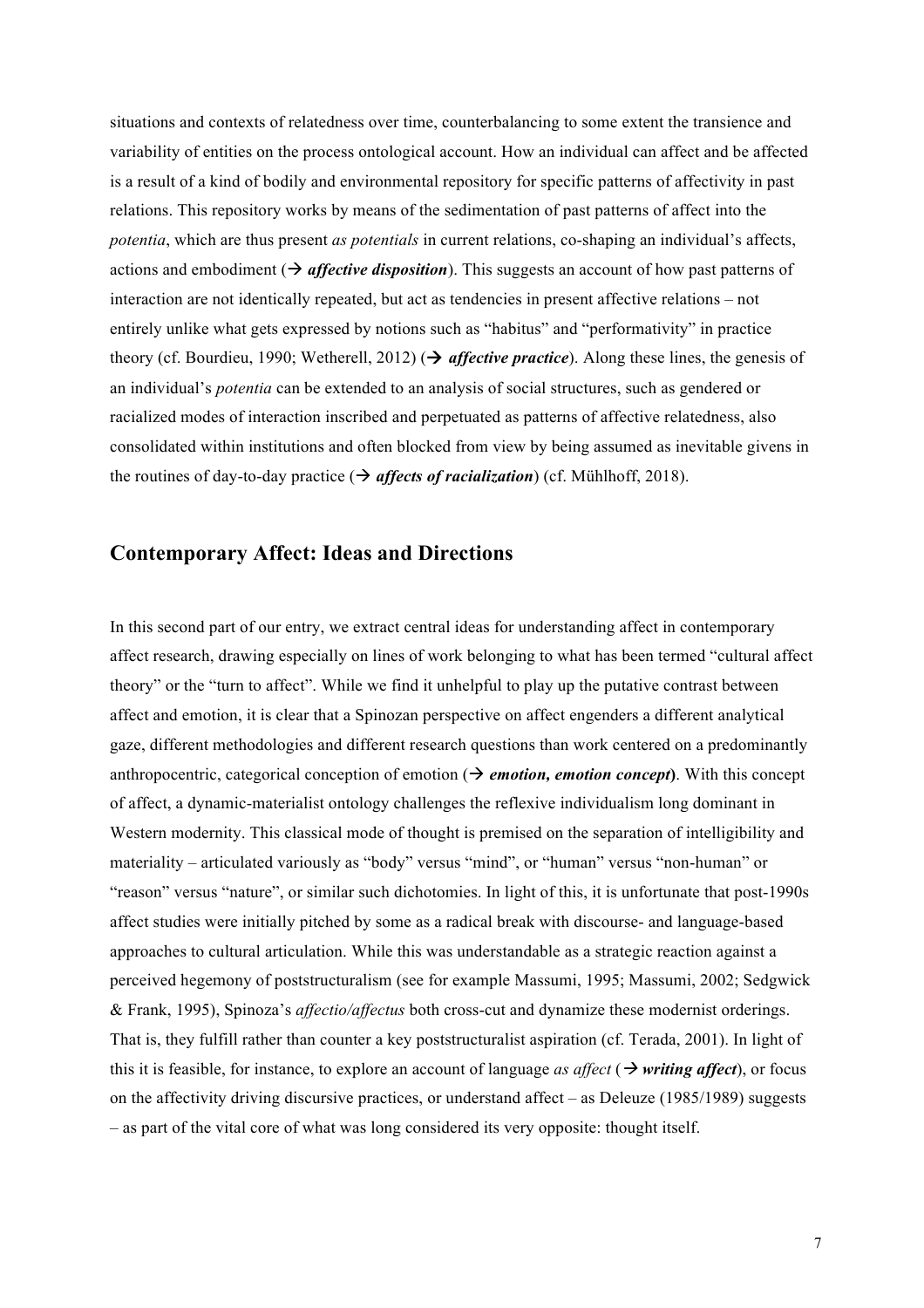situations and contexts of relatedness over time, counterbalancing to some extent the transience and variability of entities on the process ontological account. How an individual can affect and be affected is a result of a kind of bodily and environmental repository for specific patterns of affectivity in past relations. This repository works by means of the sedimentation of past patterns of affect into the *potentia*, which are thus present *as potentials* in current relations, co-shaping an individual's affects, actions and embodiment (→ ***affective disposition***). This suggests an account of how past patterns of interaction are not identically repeated, but act as tendencies in present affective relations – not entirely unlike what gets expressed by notions such as "habitus" and "performativity" in practice theory (cf. Bourdieu, 1990; Wetherell, 2012) (→ ***affective practice***). Along these lines, the genesis of an individual's *potentia* can be extended to an analysis of social structures, such as gendered or racialized modes of interaction inscribed and perpetuated as patterns of affective relatedness, also consolidated within institutions and often blocked from view by being assumed as inevitable givens in the routines of day-to-day practice (→ ***affects of racialization***) (cf. Mühlhoff, 2018).

## Contemporary Affect: Ideas and Directions

In this second part of our entry, we extract central ideas for understanding affect in contemporary affect research, drawing especially on lines of work belonging to what has been termed "cultural affect theory" or the "turn to affect". While we find it unhelpful to play up the putative contrast between affect and emotion, it is clear that a Spinozan perspective on affect engenders a different analytical gaze, different methodologies and different research questions than work centered on a predominantly anthropocentric, categorical conception of emotion (→ ***emotion, emotion concept***). With this concept of affect, a dynamic-materialist ontology challenges the reflexive individualism long dominant in Western modernity. This classical mode of thought is premised on the separation of intelligibility and materiality – articulated variously as "body" versus "mind", or "human" versus "non-human" or "reason" versus "nature", or similar such dichotomies. In light of this, it is unfortunate that post-1990s affect studies were initially pitched by some as a radical break with discourse- and language-based approaches to cultural articulation. While this was understandable as a strategic reaction against a perceived hegemony of poststructuralism (see for example Massumi, 1995; Massumi, 2002; Sedgwick & Frank, 1995), Spinoza's *affectio/affectus* both cross-cut and dynamize these modernist orderings. That is, they fulfill rather than counter a key poststructuralist aspiration (cf. Terada, 2001). In light of this it is feasible, for instance, to explore an account of language *as affect* (→ ***writing affect***), or focus on the affectivity driving discursive practices, or understand affect – as Deleuze (1985/1989) suggests – as part of the vital core of what was long considered its very opposite: thought itself.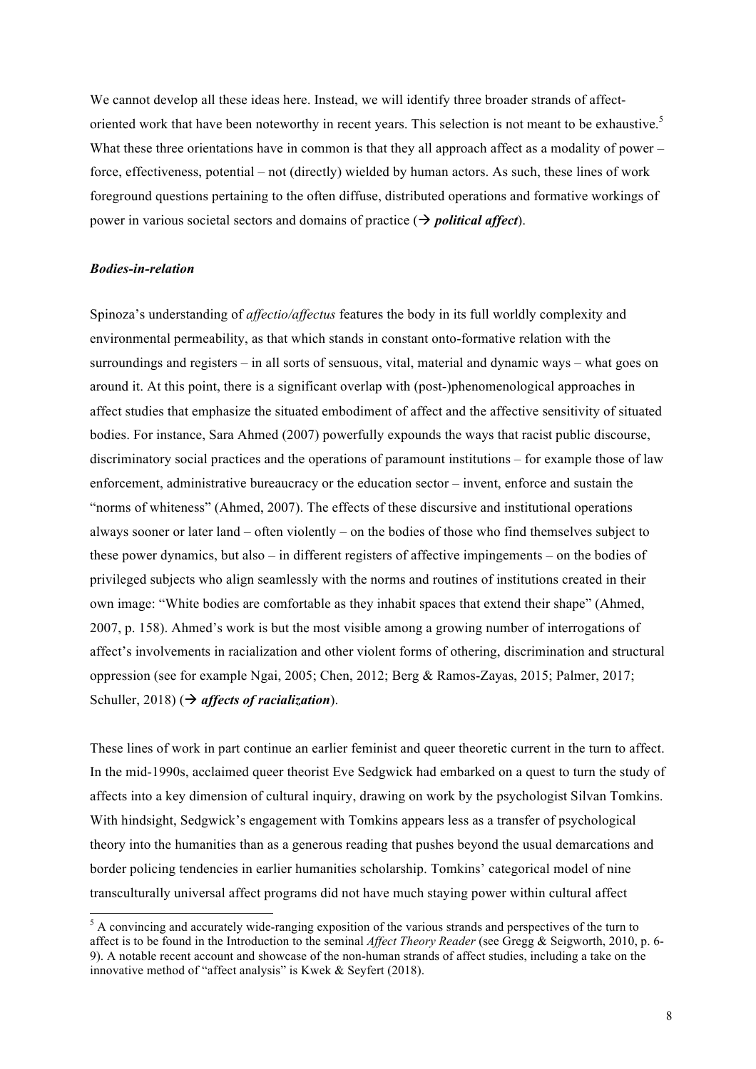We cannot develop all these ideas here. Instead, we will identify three broader strands of affect-oriented work that have been noteworthy in recent years. This selection is not meant to be exhaustive.[5] What these three orientations have in common is that they all approach affect as a modality of power – force, effectiveness, potential – not (directly) wielded by human actors. As such, these lines of work foreground questions pertaining to the often diffuse, distributed operations and formative workings of power in various societal sectors and domains of practice (→ ***political affect***).

***Bodies-in-relation***

Spinoza's understanding of *affectio/affectus* features the body in its full worldly complexity and environmental permeability, as that which stands in constant onto-formative relation with the surroundings and registers – in all sorts of sensuous, vital, material and dynamic ways – what goes on around it. At this point, there is a significant overlap with (post-)phenomenological approaches in affect studies that emphasize the situated embodiment of affect and the affective sensitivity of situated bodies. For instance, Sara Ahmed (2007) powerfully expounds the ways that racist public discourse, discriminatory social practices and the operations of paramount institutions – for example those of law enforcement, administrative bureaucracy or the education sector – invent, enforce and sustain the "norms of whiteness" (Ahmed, 2007). The effects of these discursive and institutional operations always sooner or later land – often violently – on the bodies of those who find themselves subject to these power dynamics, but also – in different registers of affective impingements – on the bodies of privileged subjects who align seamlessly with the norms and routines of institutions created in their own image: "White bodies are comfortable as they inhabit spaces that extend their shape" (Ahmed, 2007, p. 158). Ahmed's work is but the most visible among a growing number of interrogations of affect's involvements in racialization and other violent forms of othering, discrimination and structural oppression (see for example Ngai, 2005; Chen, 2012; Berg & Ramos-Zayas, 2015; Palmer, 2017; Schuller, 2018) (→ ***affects of racialization***).

These lines of work in part continue an earlier feminist and queer theoretic current in the turn to affect. In the mid-1990s, acclaimed queer theorist Eve Sedgwick had embarked on a quest to turn the study of affects into a key dimension of cultural inquiry, drawing on work by the psychologist Silvan Tomkins. With hindsight, Sedgwick's engagement with Tomkins appears less as a transfer of psychological theory into the humanities than as a generous reading that pushes beyond the usual demarcations and border policing tendencies in earlier humanities scholarship. Tomkins' categorical model of nine transculturally universal affect programs did not have much staying power within cultural affect

[5] A convincing and accurately wide-ranging exposition of the various strands and perspectives of the turn to affect is to be found in the Introduction to the seminal *Affect Theory Reader* (see Gregg & Seigworth, 2010, p. 6-9). A notable recent account and showcase of the non-human strands of affect studies, including a take on the innovative method of "affect analysis" is Kwek & Seyfert (2018).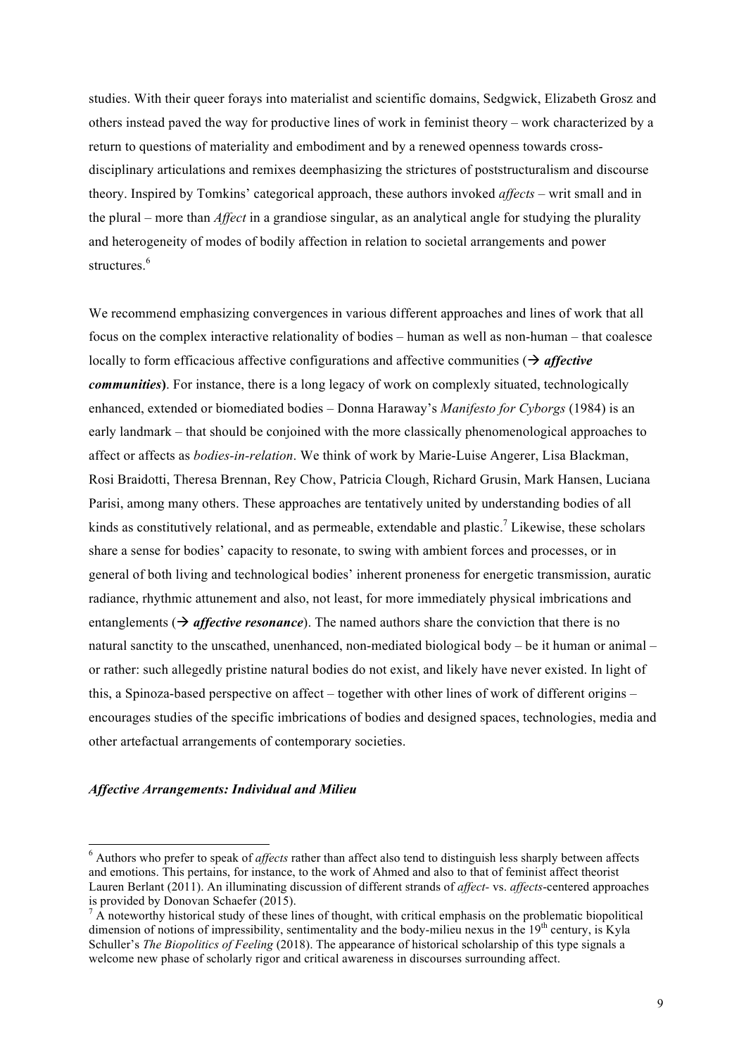studies. With their queer forays into materialist and scientific domains, Sedgwick, Elizabeth Grosz and others instead paved the way for productive lines of work in feminist theory – work characterized by a return to questions of materiality and embodiment and by a renewed openness towards cross-disciplinary articulations and remixes deemphasizing the strictures of poststructuralism and discourse theory. Inspired by Tomkins' categorical approach, these authors invoked *affects* – writ small and in the plural – more than *Affect* in a grandiose singular, as an analytical angle for studying the plurality and heterogeneity of modes of bodily affection in relation to societal arrangements and power structures.[6]

We recommend emphasizing convergences in various different approaches and lines of work that all focus on the complex interactive relationality of bodies – human as well as non-human – that coalesce locally to form efficacious affective configurations and affective communities (→ ***affective communities***). For instance, there is a long legacy of work on complexly situated, technologically enhanced, extended or biomediated bodies – Donna Haraway's *Manifesto for Cyborgs* (1984) is an early landmark – that should be conjoined with the more classically phenomenological approaches to affect or affects as *bodies-in-relation*. We think of work by Marie-Luise Angerer, Lisa Blackman, Rosi Braidotti, Theresa Brennan, Rey Chow, Patricia Clough, Richard Grusin, Mark Hansen, Luciana Parisi, among many others. These approaches are tentatively united by understanding bodies of all kinds as constitutively relational, and as permeable, extendable and plastic.[7] Likewise, these scholars share a sense for bodies' capacity to resonate, to swing with ambient forces and processes, or in general of both living and technological bodies' inherent proneness for energetic transmission, auratic radiance, rhythmic attunement and also, not least, for more immediately physical imbrications and entanglements (→ ***affective resonance***). The named authors share the conviction that there is no natural sanctity to the unscathed, unenhanced, non-mediated biological body – be it human or animal – or rather: such allegedly pristine natural bodies do not exist, and likely have never existed. In light of this, a Spinoza-based perspective on affect – together with other lines of work of different origins – encourages studies of the specific imbrications of bodies and designed spaces, technologies, media and other artefactual arrangements of contemporary societies.

### *Affective Arrangements: Individual and Milieu*

[6] Authors who prefer to speak of *affects* rather than affect also tend to distinguish less sharply between affects and emotions. This pertains, for instance, to the work of Ahmed and also to that of feminist affect theorist Lauren Berlant (2011). An illuminating discussion of different strands of *affect-* vs. *affects*-centered approaches is provided by Donovan Schaefer (2015).

[7] A noteworthy historical study of these lines of thought, with critical emphasis on the problematic biopolitical dimension of notions of impressibility, sentimentality and the body-milieu nexus in the 19th century, is Kyla Schuller's *The Biopolitics of Feeling* (2018). The appearance of historical scholarship of this type signals a welcome new phase of scholarly rigor and critical awareness in discourses surrounding affect.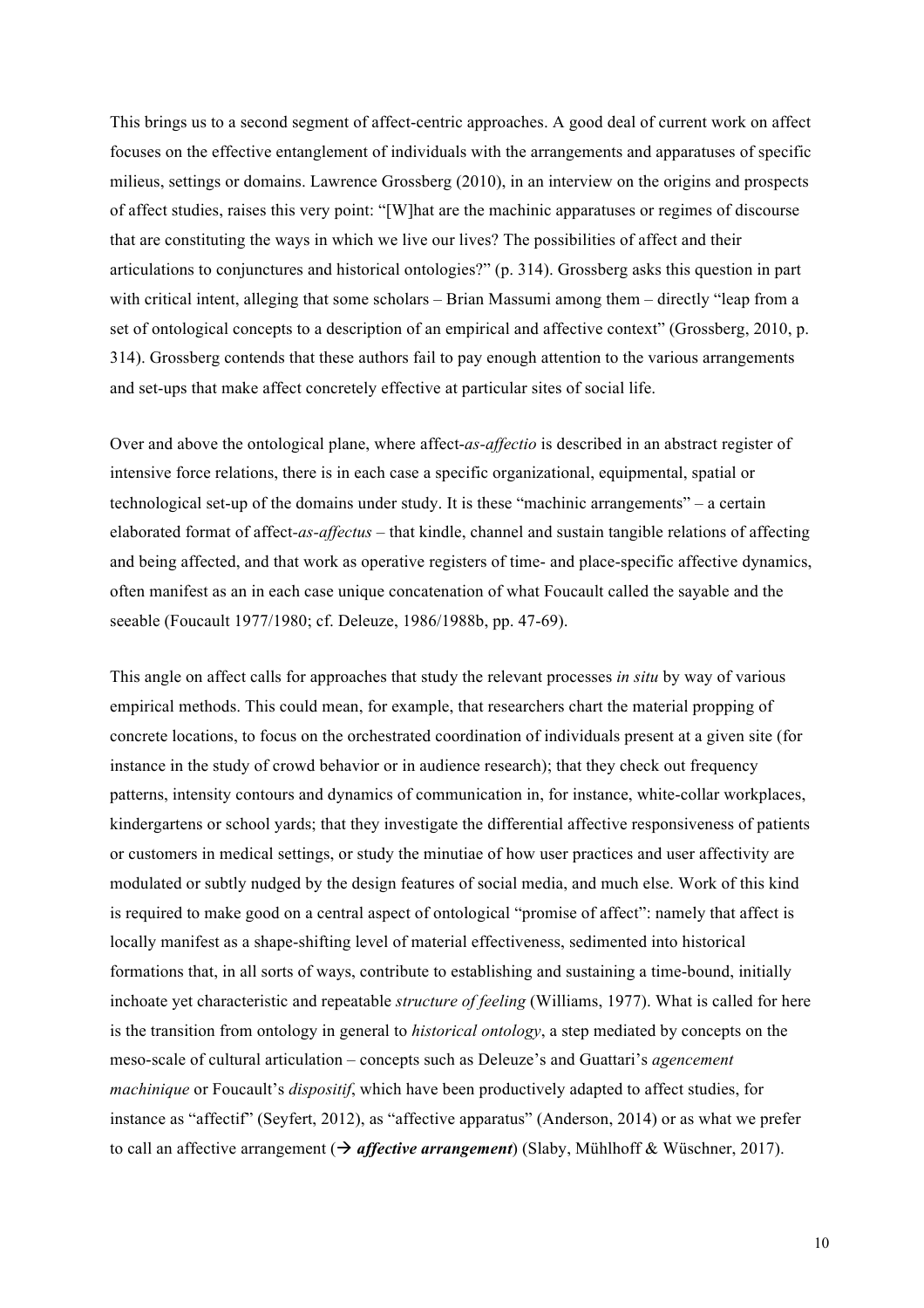This brings us to a second segment of affect-centric approaches. A good deal of current work on affect focuses on the effective entanglement of individuals with the arrangements and apparatuses of specific milieus, settings or domains. Lawrence Grossberg (2010), in an interview on the origins and prospects of affect studies, raises this very point: "[W]hat are the machinic apparatuses or regimes of discourse that are constituting the ways in which we live our lives? The possibilities of affect and their articulations to conjunctures and historical ontologies?" (p. 314). Grossberg asks this question in part with critical intent, alleging that some scholars – Brian Massumi among them – directly "leap from a set of ontological concepts to a description of an empirical and affective context" (Grossberg, 2010, p. 314). Grossberg contends that these authors fail to pay enough attention to the various arrangements and set-ups that make affect concretely effective at particular sites of social life.

Over and above the ontological plane, where affect-*as-affectio* is described in an abstract register of intensive force relations, there is in each case a specific organizational, equipmental, spatial or technological set-up of the domains under study. It is these "machinic arrangements" – a certain elaborated format of affect-*as-affectus* – that kindle, channel and sustain tangible relations of affecting and being affected, and that work as operative registers of time- and place-specific affective dynamics, often manifest as an in each case unique concatenation of what Foucault called the sayable and the seeable (Foucault 1977/1980; cf. Deleuze, 1986/1988b, pp. 47-69).

This angle on affect calls for approaches that study the relevant processes *in situ* by way of various empirical methods. This could mean, for example, that researchers chart the material propping of concrete locations, to focus on the orchestrated coordination of individuals present at a given site (for instance in the study of crowd behavior or in audience research); that they check out frequency patterns, intensity contours and dynamics of communication in, for instance, white-collar workplaces, kindergartens or school yards; that they investigate the differential affective responsiveness of patients or customers in medical settings, or study the minutiae of how user practices and user affectivity are modulated or subtly nudged by the design features of social media, and much else. Work of this kind is required to make good on a central aspect of ontological "promise of affect": namely that affect is locally manifest as a shape-shifting level of material effectiveness, sedimented into historical formations that, in all sorts of ways, contribute to establishing and sustaining a time-bound, initially inchoate yet characteristic and repeatable *structure of feeling* (Williams, 1977). What is called for here is the transition from ontology in general to *historical ontology*, a step mediated by concepts on the meso-scale of cultural articulation – concepts such as Deleuze's and Guattari's *agencement machinique* or Foucault's *dispositif*, which have been productively adapted to affect studies, for instance as "affectif" (Seyfert, 2012), as "affective apparatus" (Anderson, 2014) or as what we prefer to call an affective arrangement (→ ***affective arrangement***) (Slaby, Mühlhoff & Wüschner, 2017).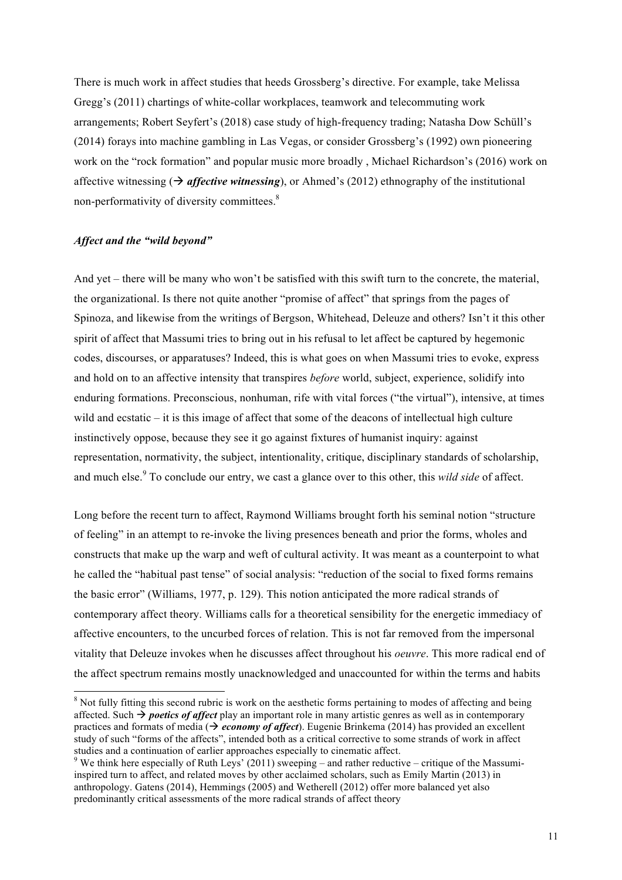There is much work in affect studies that heeds Grossberg's directive. For example, take Melissa Gregg's (2011) chartings of white-collar workplaces, teamwork and telecommuting work arrangements; Robert Seyfert's (2018) case study of high-frequency trading; Natasha Dow Schüll's (2014) forays into machine gambling in Las Vegas, or consider Grossberg's (1992) own pioneering work on the "rock formation" and popular music more broadly , Michael Richardson's (2016) work on affective witnessing (→ ***affective witnessing***), or Ahmed's (2012) ethnography of the institutional non-performativity of diversity committees.[8]

### *Affect and the "wild beyond"*

And yet – there will be many who won't be satisfied with this swift turn to the concrete, the material, the organizational. Is there not quite another "promise of affect" that springs from the pages of Spinoza, and likewise from the writings of Bergson, Whitehead, Deleuze and others? Isn't it this other spirit of affect that Massumi tries to bring out in his refusal to let affect be captured by hegemonic codes, discourses, or apparatuses? Indeed, this is what goes on when Massumi tries to evoke, express and hold on to an affective intensity that transpires *before* world, subject, experience, solidify into enduring formations. Preconscious, nonhuman, rife with vital forces ("the virtual"), intensive, at times wild and ecstatic – it is this image of affect that some of the deacons of intellectual high culture instinctively oppose, because they see it go against fixtures of humanist inquiry: against representation, normativity, the subject, intentionality, critique, disciplinary standards of scholarship, and much else.[9] To conclude our entry, we cast a glance over to this other, this *wild side* of affect.

Long before the recent turn to affect, Raymond Williams brought forth his seminal notion "structure of feeling" in an attempt to re-invoke the living presences beneath and prior the forms, wholes and constructs that make up the warp and weft of cultural activity. It was meant as a counterpoint to what he called the "habitual past tense" of social analysis: "reduction of the social to fixed forms remains the basic error" (Williams, 1977, p. 129). This notion anticipated the more radical strands of contemporary affect theory. Williams calls for a theoretical sensibility for the energetic immediacy of affective encounters, to the uncurbed forces of relation. This is not far removed from the impersonal vitality that Deleuze invokes when he discusses affect throughout his *oeuvre*. This more radical end of the affect spectrum remains mostly unacknowledged and unaccounted for within the terms and habits

---

[8] Not fully fitting this second rubric is work on the aesthetic forms pertaining to modes of affecting and being affected. Such → ***poetics of affect*** play an important role in many artistic genres as well as in contemporary practices and formats of media (→ ***economy of affect***). Eugenie Brinkema (2014) has provided an excellent study of such "forms of the affects", intended both as a critical corrective to some strands of work in affect studies and a continuation of earlier approaches especially to cinematic affect.

[9] We think here especially of Ruth Leys' (2011) sweeping – and rather reductive – critique of the Massumi-inspired turn to affect, and related moves by other acclaimed scholars, such as Emily Martin (2013) in anthropology. Gatens (2014), Hemmings (2005) and Wetherell (2012) offer more balanced yet also predominantly critical assessments of the more radical strands of affect theory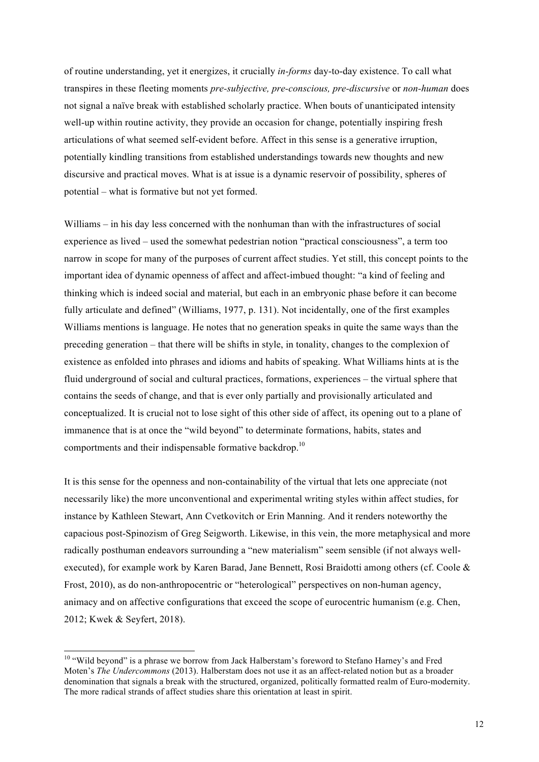of routine understanding, yet it energizes, it crucially *in-forms* day-to-day existence. To call what transpires in these fleeting moments *pre-subjective, pre-conscious, pre-discursive* or *non-human* does not signal a naïve break with established scholarly practice. When bouts of unanticipated intensity well-up within routine activity, they provide an occasion for change, potentially inspiring fresh articulations of what seemed self-evident before. Affect in this sense is a generative irruption, potentially kindling transitions from established understandings towards new thoughts and new discursive and practical moves. What is at issue is a dynamic reservoir of possibility, spheres of potential – what is formative but not yet formed.

Williams – in his day less concerned with the nonhuman than with the infrastructures of social experience as lived – used the somewhat pedestrian notion "practical consciousness", a term too narrow in scope for many of the purposes of current affect studies. Yet still, this concept points to the important idea of dynamic openness of affect and affect-imbued thought: "a kind of feeling and thinking which is indeed social and material, but each in an embryonic phase before it can become fully articulate and defined" (Williams, 1977, p. 131). Not incidentally, one of the first examples Williams mentions is language. He notes that no generation speaks in quite the same ways than the preceding generation – that there will be shifts in style, in tonality, changes to the complexion of existence as enfolded into phrases and idioms and habits of speaking. What Williams hints at is the fluid underground of social and cultural practices, formations, experiences – the virtual sphere that contains the seeds of change, and that is ever only partially and provisionally articulated and conceptualized. It is crucial not to lose sight of this other side of affect, its opening out to a plane of immanence that is at once the "wild beyond" to determinate formations, habits, states and comportments and their indispensable formative backdrop.[10]

It is this sense for the openness and non-containability of the virtual that lets one appreciate (not necessarily like) the more unconventional and experimental writing styles within affect studies, for instance by Kathleen Stewart, Ann Cvetkovitch or Erin Manning. And it renders noteworthy the capacious post-Spinozism of Greg Seigworth. Likewise, in this vein, the more metaphysical and more radically posthuman endeavors surrounding a "new materialism" seem sensible (if not always well-executed), for example work by Karen Barad, Jane Bennett, Rosi Braidotti among others (cf. Coole & Frost, 2010), as do non-anthropocentric or "heterological" perspectives on non-human agency, animacy and on affective configurations that exceed the scope of eurocentric humanism (e.g. Chen, 2012; Kwek & Seyfert, 2018).

---

[10] "Wild beyond" is a phrase we borrow from Jack Halberstam's foreword to Stefano Harney's and Fred Moten's *The Undercommons* (2013). Halberstam does not use it as an affect-related notion but as a broader denomination that signals a break with the structured, organized, politically formatted realm of Euro-modernity. The more radical strands of affect studies share this orientation at least in spirit.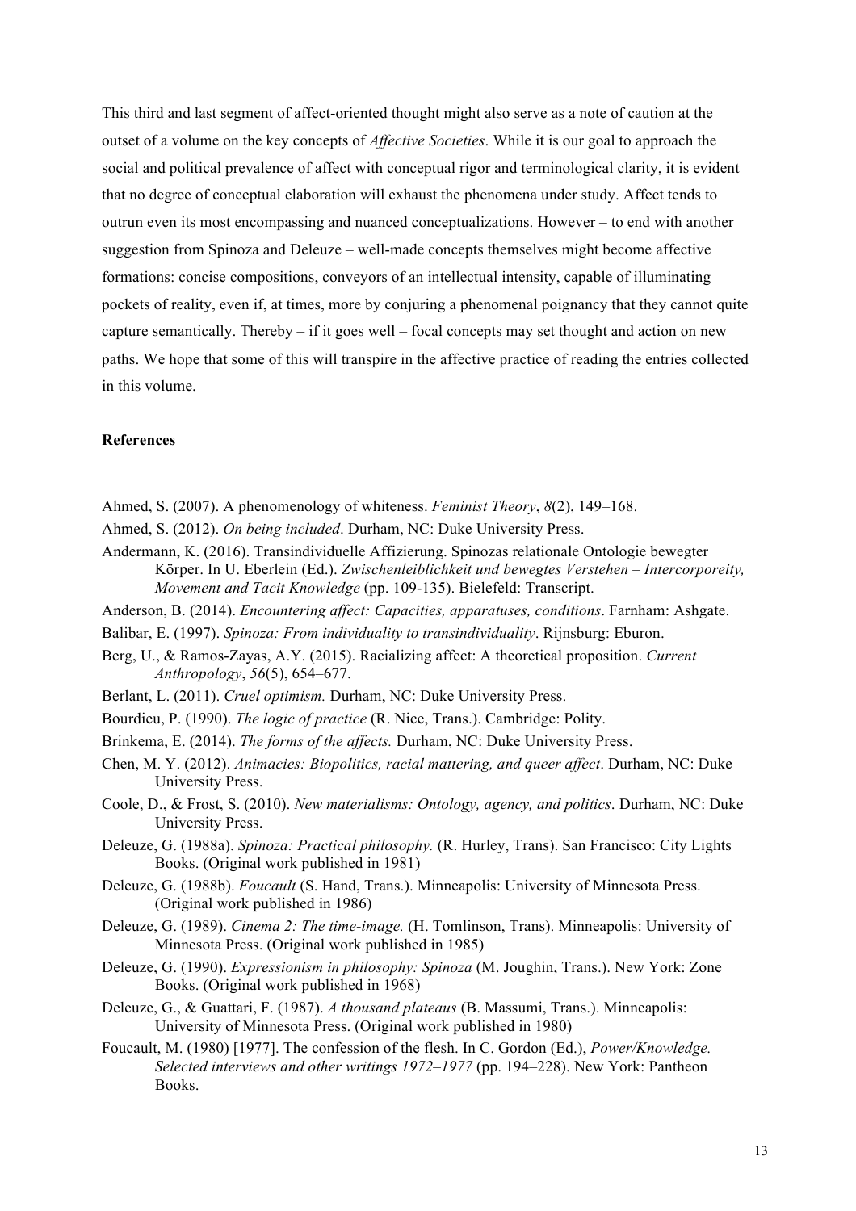This third and last segment of affect-oriented thought might also serve as a note of caution at the outset of a volume on the key concepts of *Affective Societies*. While it is our goal to approach the social and political prevalence of affect with conceptual rigor and terminological clarity, it is evident that no degree of conceptual elaboration will exhaust the phenomena under study. Affect tends to outrun even its most encompassing and nuanced conceptualizations. However – to end with another suggestion from Spinoza and Deleuze – well-made concepts themselves might become affective formations: concise compositions, conveyors of an intellectual intensity, capable of illuminating pockets of reality, even if, at times, more by conjuring a phenomenal poignancy that they cannot quite capture semantically. Thereby – if it goes well – focal concepts may set thought and action on new paths. We hope that some of this will transpire in the affective practice of reading the entries collected in this volume.

**References**

Ahmed, S. (2007). A phenomenology of whiteness. *Feminist Theory*, *8*(2), 149–168.

Ahmed, S. (2012). *On being included*. Durham, NC: Duke University Press.

Andermann, K. (2016). Transindividuelle Affizierung. Spinozas relationale Ontologie bewegter Körper. In U. Eberlein (Ed.). *Zwischenleiblichkeit und bewegtes Verstehen – Intercorporeity, Movement and Tacit Knowledge* (pp. 109-135). Bielefeld: Transcript.

Anderson, B. (2014). *Encountering affect: Capacities, apparatuses, conditions*. Farnham: Ashgate.

Balibar, E. (1997). *Spinoza: From individuality to transindividuality*. Rijnsburg: Eburon.

Berg, U., & Ramos-Zayas, A.Y. (2015). Racializing affect: A theoretical proposition. *Current Anthropology*, *56*(5), 654–677.

Berlant, L. (2011). *Cruel optimism.* Durham, NC: Duke University Press.

Bourdieu, P. (1990). *The logic of practice* (R. Nice, Trans.). Cambridge: Polity.

Brinkema, E. (2014). *The forms of the affects.* Durham, NC: Duke University Press.

Chen, M. Y. (2012). *Animacies: Biopolitics, racial mattering, and queer affect*. Durham, NC: Duke University Press.

Coole, D., & Frost, S. (2010). *New materialisms: Ontology, agency, and politics*. Durham, NC: Duke University Press.

Deleuze, G. (1988a). *Spinoza: Practical philosophy.* (R. Hurley, Trans). San Francisco: City Lights Books. (Original work published in 1981)

Deleuze, G. (1988b). *Foucault* (S. Hand, Trans.). Minneapolis: University of Minnesota Press. (Original work published in 1986)

Deleuze, G. (1989). *Cinema 2: The time-image.* (H. Tomlinson, Trans). Minneapolis: University of Minnesota Press. (Original work published in 1985)

Deleuze, G. (1990). *Expressionism in philosophy: Spinoza* (M. Joughin, Trans.). New York: Zone Books. (Original work published in 1968)

Deleuze, G., & Guattari, F. (1987). *A thousand plateaus* (B. Massumi, Trans.). Minneapolis: University of Minnesota Press. (Original work published in 1980)

Foucault, M. (1980) [1977]. The confession of the flesh. In C. Gordon (Ed.), *Power/Knowledge. Selected interviews and other writings 1972–1977* (pp. 194–228). New York: Pantheon Books.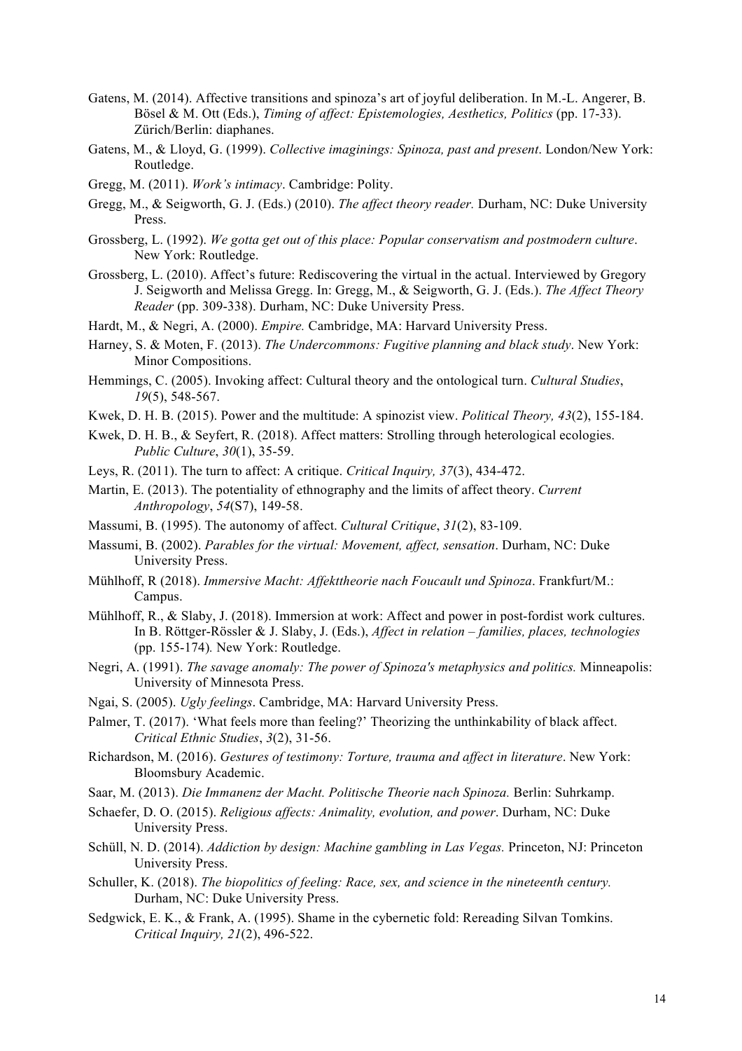Gatens, M. (2014). Affective transitions and spinoza's art of joyful deliberation. In M.-L. Angerer, B. Bösel & M. Ott (Eds.), *Timing of affect: Epistemologies, Aesthetics, Politics* (pp. 17-33). Zürich/Berlin: diaphanes.

Gatens, M., & Lloyd, G. (1999). *Collective imaginings: Spinoza, past and present*. London/New York: Routledge.

Gregg, M. (2011). *Work's intimacy*. Cambridge: Polity.

Gregg, M., & Seigworth, G. J. (Eds.) (2010). *The affect theory reader.* Durham, NC: Duke University Press.

Grossberg, L. (1992). *We gotta get out of this place: Popular conservatism and postmodern culture*. New York: Routledge.

Grossberg, L. (2010). Affect's future: Rediscovering the virtual in the actual. Interviewed by Gregory J. Seigworth and Melissa Gregg. In: Gregg, M., & Seigworth, G. J. (Eds.). *The Affect Theory Reader* (pp. 309-338). Durham, NC: Duke University Press.

Hardt, M., & Negri, A. (2000). *Empire.* Cambridge, MA: Harvard University Press.

Harney, S. & Moten, F. (2013). *The Undercommons: Fugitive planning and black study*. New York: Minor Compositions.

Hemmings, C. (2005). Invoking affect: Cultural theory and the ontological turn. *Cultural Studies*, *19*(5), 548-567.

Kwek, D. H. B. (2015). Power and the multitude: A spinozist view. *Political Theory, 43*(2), 155-184.

Kwek, D. H. B., & Seyfert, R. (2018). Affect matters: Strolling through heterological ecologies. *Public Culture*, *30*(1), 35-59.

Leys, R. (2011). The turn to affect: A critique. *Critical Inquiry, 37*(3), 434-472.

Martin, E. (2013). The potentiality of ethnography and the limits of affect theory. *Current Anthropology*, *54*(S7), 149-58.

Massumi, B. (1995). The autonomy of affect. *Cultural Critique*, *31*(2), 83-109.

Massumi, B. (2002). *Parables for the virtual: Movement, affect, sensation*. Durham, NC: Duke University Press.

Mühlhoff, R (2018). *Immersive Macht: Affekttheorie nach Foucault und Spinoza*. Frankfurt/M.: Campus.

Mühlhoff, R., & Slaby, J. (2018). Immersion at work: Affect and power in post-fordist work cultures. In B. Röttger-Rössler & J. Slaby, J. (Eds.), *Affect in relation – families, places, technologies* (pp. 155-174)*.* New York: Routledge.

Negri, A. (1991). *The savage anomaly: The power of Spinoza's metaphysics and politics.* Minneapolis: University of Minnesota Press.

Ngai, S. (2005). *Ugly feelings*. Cambridge, MA: Harvard University Press.

Palmer, T. (2017). 'What feels more than feeling?' Theorizing the unthinkability of black affect. *Critical Ethnic Studies*, *3*(2), 31-56.

Richardson, M. (2016). *Gestures of testimony: Torture, trauma and affect in literature*. New York: Bloomsbury Academic.

Saar, M. (2013). *Die Immanenz der Macht. Politische Theorie nach Spinoza.* Berlin: Suhrkamp.

Schaefer, D. O. (2015). *Religious affects: Animality, evolution, and power*. Durham, NC: Duke University Press.

Schüll, N. D. (2014). *Addiction by design: Machine gambling in Las Vegas.* Princeton, NJ: Princeton University Press.

Schuller, K. (2018). *The biopolitics of feeling: Race, sex, and science in the nineteenth century.* Durham, NC: Duke University Press.

Sedgwick, E. K., & Frank, A. (1995). Shame in the cybernetic fold: Rereading Silvan Tomkins. *Critical Inquiry, 21*(2), 496-522.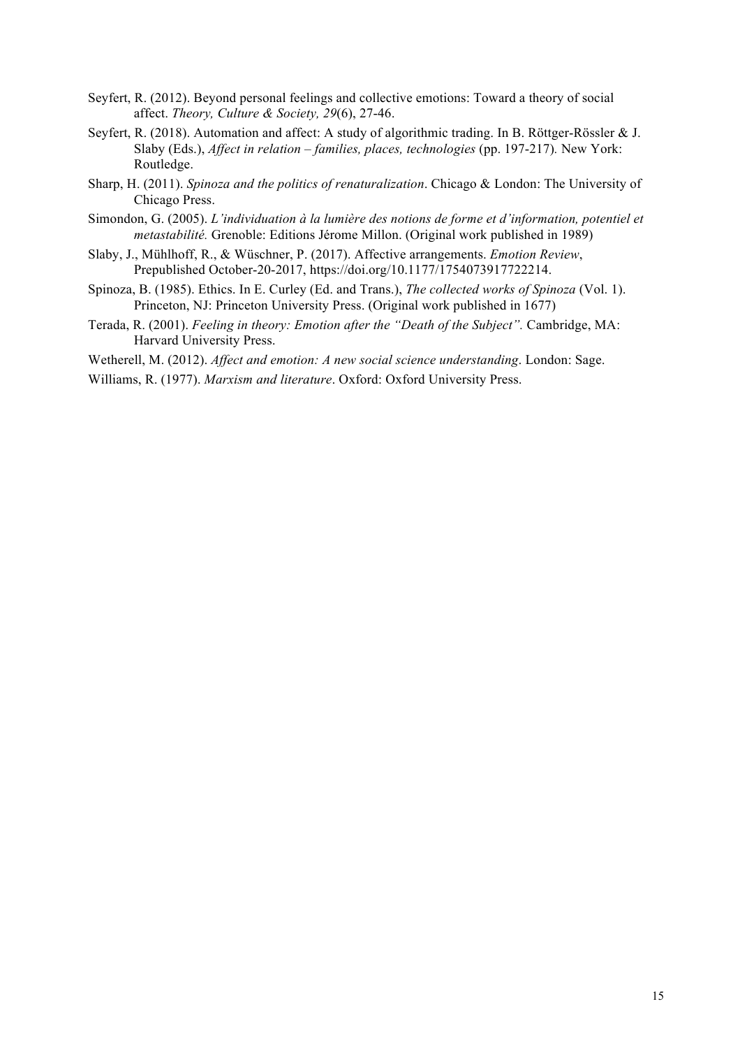Seyfert, R. (2012). Beyond personal feelings and collective emotions: Toward a theory of social affect. *Theory, Culture & Society, 29*(6), 27-46.

Seyfert, R. (2018). Automation and affect: A study of algorithmic trading. In B. Röttger-Rössler & J. Slaby (Eds.), *Affect in relation – families, places, technologies* (pp. 197-217). New York: Routledge.

Sharp, H. (2011). *Spinoza and the politics of renaturalization*. Chicago & London: The University of Chicago Press.

Simondon, G. (2005). *L'individuation à la lumière des notions de forme et d'information, potentiel et metastabilité.* Grenoble: Editions Jérome Millon. (Original work published in 1989)

Slaby, J., Mühlhoff, R., & Wüschner, P. (2017). Affective arrangements. *Emotion Review*, Prepublished October-20-2017, https://doi.org/10.1177/1754073917722214.

Spinoza, B. (1985). Ethics. In E. Curley (Ed. and Trans.), *The collected works of Spinoza* (Vol. 1). Princeton, NJ: Princeton University Press. (Original work published in 1677)

Terada, R. (2001). *Feeling in theory: Emotion after the "Death of the Subject".* Cambridge, MA: Harvard University Press.

Wetherell, M. (2012). *Affect and emotion: A new social science understanding*. London: Sage.

Williams, R. (1977). *Marxism and literature*. Oxford: Oxford University Press.